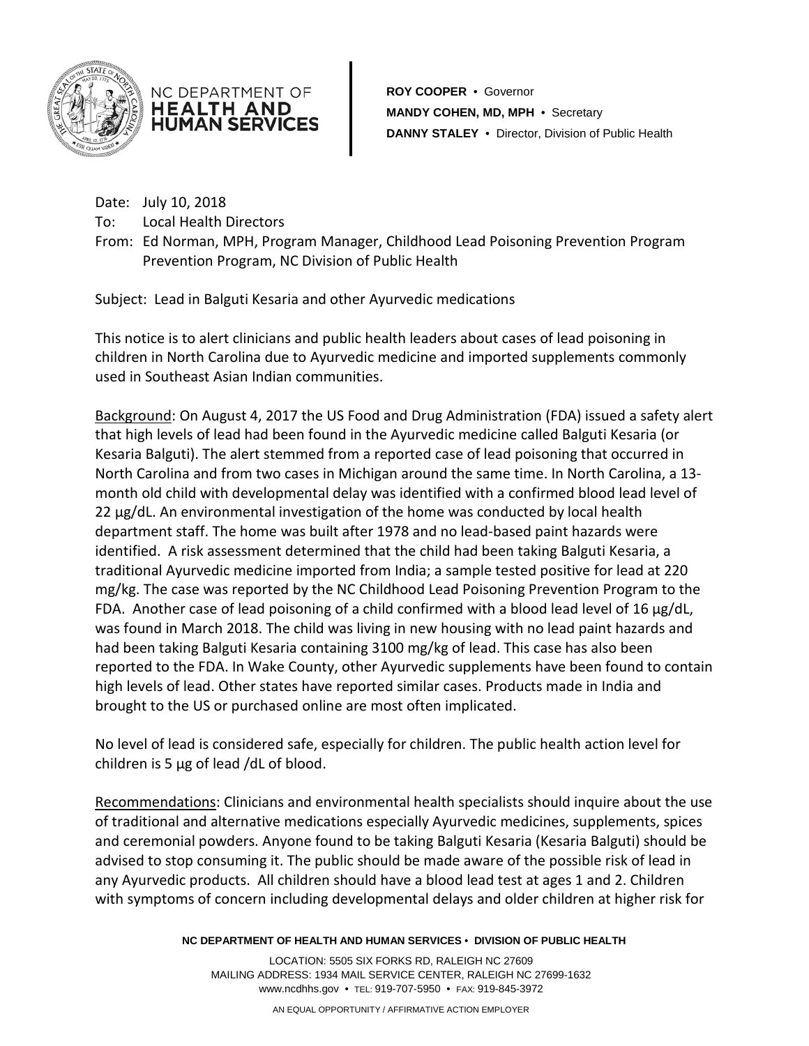NC DEPARTMENT OF **HEALTH AND HUMAN SERVICES**

**ROY COOPER** • Governor
**MANDY COHEN, MD, MPH** • Secretary
**DANNY STALEY** • Director, Division of Public Health

Date: July 10, 2018
To: Local Health Directors
From: Ed Norman, MPH, Program Manager, Childhood Lead Poisoning Prevention Program Prevention Program, NC Division of Public Health

Subject: Lead in Balguti Kesaria and other Ayurvedic medications

This notice is to alert clinicians and public health leaders about cases of lead poisoning in children in North Carolina due to Ayurvedic medicine and imported supplements commonly used in Southeast Asian Indian communities.

Background: On August 4, 2017 the US Food and Drug Administration (FDA) issued a safety alert that high levels of lead had been found in the Ayurvedic medicine called Balguti Kesaria (or Kesaria Balguti). The alert stemmed from a reported case of lead poisoning that occurred in North Carolina and from two cases in Michigan around the same time. In North Carolina, a 13-month old child with developmental delay was identified with a confirmed blood lead level of 22 µg/dL. An environmental investigation of the home was conducted by local health department staff. The home was built after 1978 and no lead-based paint hazards were identified. A risk assessment determined that the child had been taking Balguti Kesaria, a traditional Ayurvedic medicine imported from India; a sample tested positive for lead at 220 mg/kg. The case was reported by the NC Childhood Lead Poisoning Prevention Program to the FDA. Another case of lead poisoning of a child confirmed with a blood lead level of 16 µg/dL, was found in March 2018. The child was living in new housing with no lead paint hazards and had been taking Balguti Kesaria containing 3100 mg/kg of lead. This case has also been reported to the FDA. In Wake County, other Ayurvedic supplements have been found to contain high levels of lead. Other states have reported similar cases. Products made in India and brought to the US or purchased online are most often implicated.

No level of lead is considered safe, especially for children. The public health action level for children is 5 µg of lead /dL of blood.

Recommendations: Clinicians and environmental health specialists should inquire about the use of traditional and alternative medications especially Ayurvedic medicines, supplements, spices and ceremonial powders. Anyone found to be taking Balguti Kesaria (Kesaria Balguti) should be advised to stop consuming it. The public should be made aware of the possible risk of lead in any Ayurvedic products. All children should have a blood lead test at ages 1 and 2. Children with symptoms of concern including developmental delays and older children at higher risk for

**NC DEPARTMENT OF HEALTH AND HUMAN SERVICES** • **DIVISION OF PUBLIC HEALTH**

LOCATION: 5505 SIX FORKS RD, RALEIGH NC 27609
MAILING ADDRESS: 1934 MAIL SERVICE CENTER, RALEIGH NC 27699-1632
www.ncdhhs.gov • TEL: 919-707-5950 • FAX: 919-845-3972

AN EQUAL OPPORTUNITY / AFFIRMATIVE ACTION EMPLOYER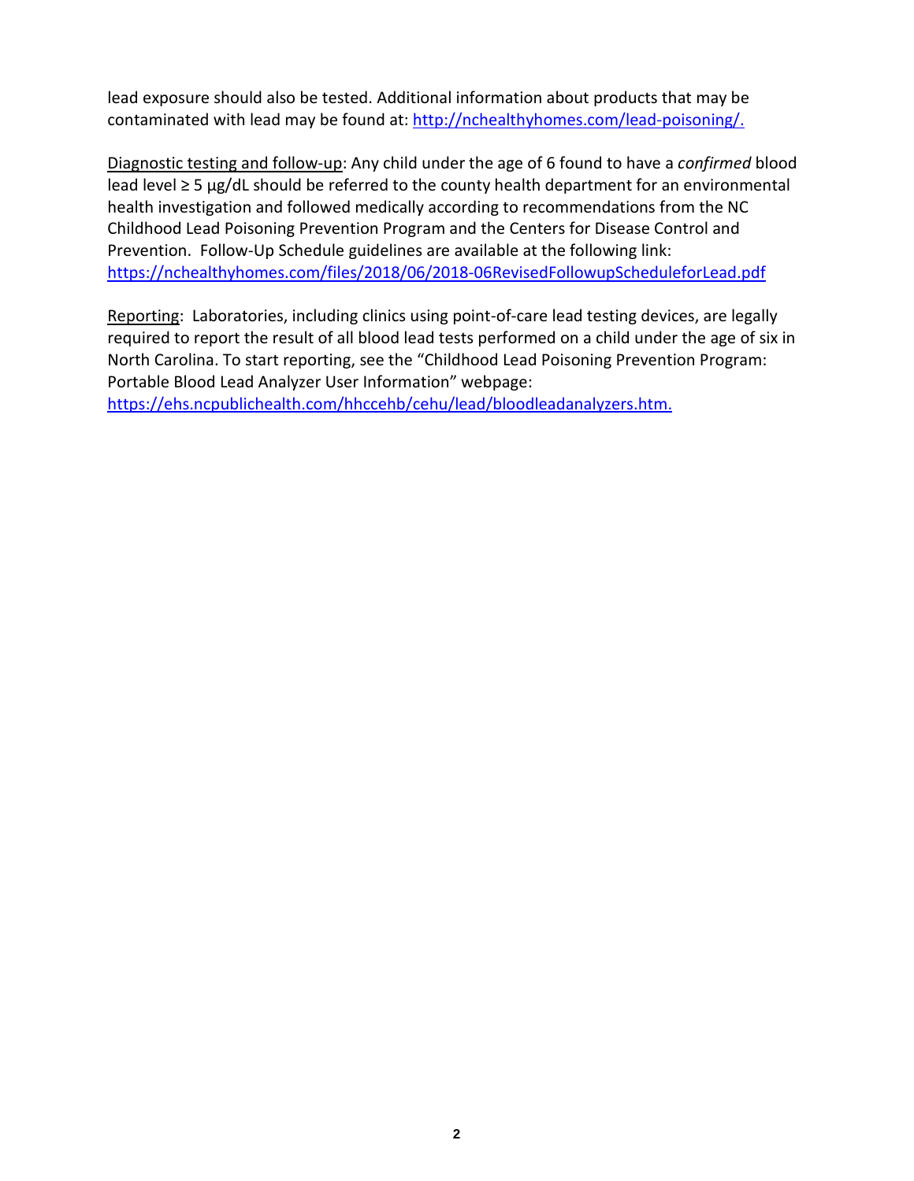lead exposure should also be tested. Additional information about products that may be contaminated with lead may be found at: http://nchealthyhomes.com/lead-poisoning/.

Diagnostic testing and follow-up: Any child under the age of 6 found to have a *confirmed* blood lead level ≥ 5 μg/dL should be referred to the county health department for an environmental health investigation and followed medically according to recommendations from the NC Childhood Lead Poisoning Prevention Program and the Centers for Disease Control and Prevention. Follow-Up Schedule guidelines are available at the following link: https://nchealthyhomes.com/files/2018/06/2018-06RevisedFollowupScheduleforLead.pdf

Reporting: Laboratories, including clinics using point-of-care lead testing devices, are legally required to report the result of all blood lead tests performed on a child under the age of six in North Carolina. To start reporting, see the "Childhood Lead Poisoning Prevention Program: Portable Blood Lead Analyzer User Information" webpage: https://ehs.ncpublichealth.com/hhccehb/cehu/lead/bloodleadanalyzers.htm.